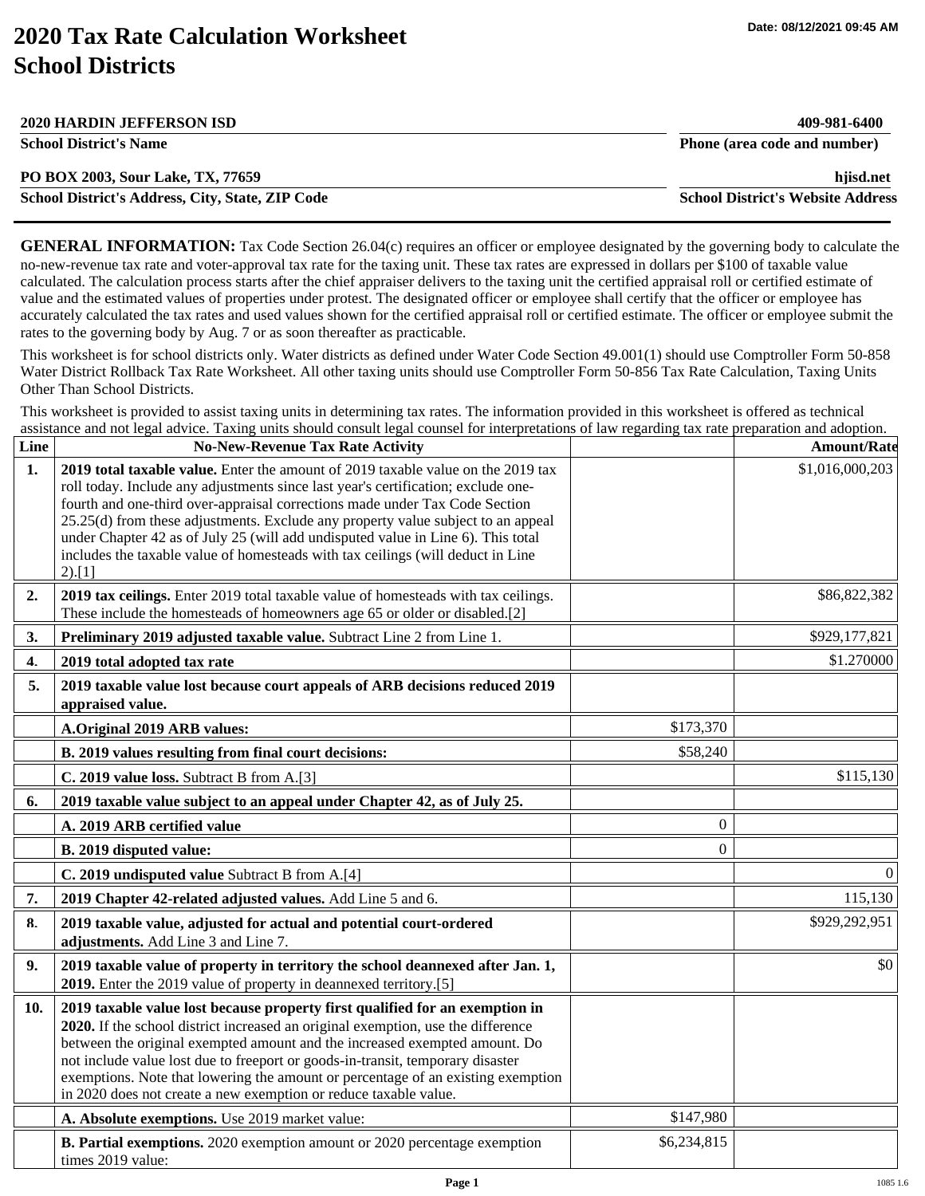# 2020 Tax Rate Calculation Worksheet
# School Districts

Date: 08/12/2021 09:45 AM

| | |
|---|---|
| **2020 HARDIN JEFFERSON ISD** | **409-981-6400** |
| **School District's Name** | **Phone (area code and number)** |
| **PO BOX 2003, Sour Lake, TX, 77659** | **hjisd.net** |
| **School District's Address, City, State, ZIP Code** | **School District's Website Address** |

**GENERAL INFORMATION:** Tax Code Section 26.04(c) requires an officer or employee designated by the governing body to calculate the no-new-revenue tax rate and voter-approval tax rate for the taxing unit. These tax rates are expressed in dollars per $100 of taxable value calculated. The calculation process starts after the chief appraiser delivers to the taxing unit the certified appraisal roll or certified estimate of value and the estimated values of properties under protest. The designated officer or employee shall certify that the officer or employee has accurately calculated the tax rates and used values shown for the certified appraisal roll or certified estimate. The officer or employee submit the rates to the governing body by Aug. 7 or as soon thereafter as practicable.

This worksheet is for school districts only. Water districts as defined under Water Code Section 49.001(1) should use Comptroller Form 50-858 Water District Rollback Tax Rate Worksheet. All other taxing units should use Comptroller Form 50-856 Tax Rate Calculation, Taxing Units Other Than School Districts.

This worksheet is provided to assist taxing units in determining tax rates. The information provided in this worksheet is offered as technical assistance and not legal advice. Taxing units should consult legal counsel for interpretations of law regarding tax rate preparation and adoption.

| Line | No-New-Revenue Tax Rate Activity | | Amount/Rate |
|---|---|---|---|
| **1.** | **2019 total taxable value.** Enter the amount of 2019 taxable value on the 2019 tax roll today. Include any adjustments since last year's certification; exclude one-fourth and one-third over-appraisal corrections made under Tax Code Section 25.25(d) from these adjustments. Exclude any property value subject to an appeal under Chapter 42 as of July 25 (will add undisputed value in Line 6). This total includes the taxable value of homesteads with tax ceilings (will deduct in Line 2).[1] | | $1,016,000,203 |
| **2.** | **2019 tax ceilings.** Enter 2019 total taxable value of homesteads with tax ceilings. These include the homesteads of homeowners age 65 or older or disabled.[2] | | $86,822,382 |
| **3.** | **Preliminary 2019 adjusted taxable value.** Subtract Line 2 from Line 1. | | $929,177,821 |
| **4.** | **2019 total adopted tax rate** | | $1.270000 |
| **5.** | **2019 taxable value lost because court appeals of ARB decisions reduced 2019 appraised value.** | | |
| | **A.Original 2019 ARB values:** | $173,370 | |
| | **B. 2019 values resulting from final court decisions:** | $58,240 | |
| | **C. 2019 value loss.** Subtract B from A.[3] | | $115,130 |
| **6.** | **2019 taxable value subject to an appeal under Chapter 42, as of July 25.** | | |
| | **A. 2019 ARB certified value** | 0 | |
| | **B. 2019 disputed value:** | 0 | |
| | **C. 2019 undisputed value** Subtract B from A.[4] | | 0 |
| **7.** | **2019 Chapter 42-related adjusted values.** Add Line 5 and 6. | | 115,130 |
| **8.** | **2019 taxable value, adjusted for actual and potential court-ordered adjustments.** Add Line 3 and Line 7. | | $929,292,951 |
| **9.** | **2019 taxable value of property in territory the school deannexed after Jan. 1, 2019.** Enter the 2019 value of property in deannexed territory.[5] | | $0 |
| **10.** | **2019 taxable value lost because property first qualified for an exemption in 2020.** If the school district increased an original exemption, use the difference between the original exempted amount and the increased exempted amount. Do not include value lost due to freeport or goods-in-transit, temporary disaster exemptions. Note that lowering the amount or percentage of an existing exemption in 2020 does not create a new exemption or reduce taxable value. | | |
| | **A. Absolute exemptions.** Use 2019 market value: | $147,980 | |
| | **B. Partial exemptions.** 2020 exemption amount or 2020 percentage exemption times 2019 value: | $6,234,815 | |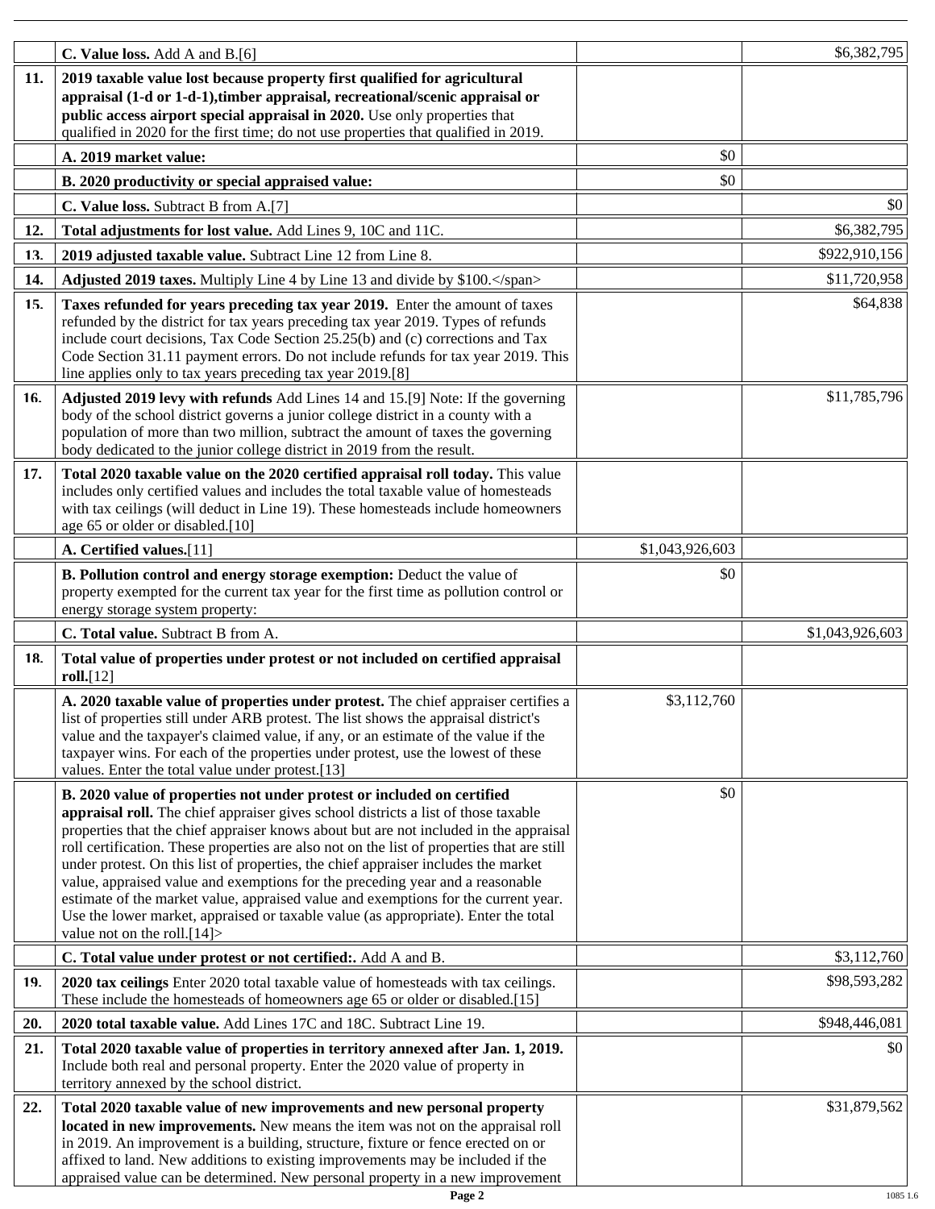| | | | |
|---|---|---|---|
| | **C. Value loss.** Add A and B.[6] | | $6,382,795 |
| **11.** | **2019 taxable value lost because property first qualified for agricultural appraisal (1-d or 1-d-1),timber appraisal, recreational/scenic appraisal or public access airport special appraisal in 2020.** Use only properties that qualified in 2020 for the first time; do not use properties that qualified in 2019. | | |
| | **A. 2019 market value:** | $0 | |
| | **B. 2020 productivity or special appraised value:** | $0 | |
| | **C. Value loss.** Subtract B from A.[7] | | $0 |
| **12.** | **Total adjustments for lost value.** Add Lines 9, 10C and 11C. | | $6,382,795 |
| **13.** | **2019 adjusted taxable value.** Subtract Line 12 from Line 8. | | $922,910,156 |
| **14.** | **Adjusted 2019 taxes.** Multiply Line 4 by Line 13 and divide by $100.</span> | | $11,720,958 |
| **15.** | **Taxes refunded for years preceding tax year 2019.** Enter the amount of taxes refunded by the district for tax years preceding tax year 2019. Types of refunds include court decisions, Tax Code Section 25.25(b) and (c) corrections and Tax Code Section 31.11 payment errors. Do not include refunds for tax year 2019. This line applies only to tax years preceding tax year 2019.[8] | | $64,838 |
| **16.** | **Adjusted 2019 levy with refunds** Add Lines 14 and 15.[9] Note: If the governing body of the school district governs a junior college district in a county with a population of more than two million, subtract the amount of taxes the governing body dedicated to the junior college district in 2019 from the result. | | $11,785,796 |
| **17.** | **Total 2020 taxable value on the 2020 certified appraisal roll today.** This value includes only certified values and includes the total taxable value of homesteads with tax ceilings (will deduct in Line 19). These homesteads include homeowners age 65 or older or disabled.[10] | | |
| | **A. Certified values.**[11] | $1,043,926,603 | |
| | **B. Pollution control and energy storage exemption:** Deduct the value of property exempted for the current tax year for the first time as pollution control or energy storage system property: | $0 | |
| | **C. Total value.** Subtract B from A. | | $1,043,926,603 |
| **18.** | **Total value of properties under protest or not included on certified appraisal roll.**[12] | | |
| | **A. 2020 taxable value of properties under protest.** The chief appraiser certifies a list of properties still under ARB protest. The list shows the appraisal district's value and the taxpayer's claimed value, if any, or an estimate of the value if the taxpayer wins. For each of the properties under protest, use the lowest of these values. Enter the total value under protest.[13] | $3,112,760 | |
| | **B. 2020 value of properties not under protest or included on certified appraisal roll.** The chief appraiser gives school districts a list of those taxable properties that the chief appraiser knows about but are not included in the appraisal roll certification. These properties are also not on the list of properties that are still under protest. On this list of properties, the chief appraiser includes the market value, appraised value and exemptions for the preceding year and a reasonable estimate of the market value, appraised value and exemptions for the current year. Use the lower market, appraised or taxable value (as appropriate). Enter the total value not on the roll.[14]> | $0 | |
| | **C. Total value under protest or not certified:.** Add A and B. | | $3,112,760 |
| **19.** | **2020 tax ceilings** Enter 2020 total taxable value of homesteads with tax ceilings. These include the homesteads of homeowners age 65 or older or disabled.[15] | | $98,593,282 |
| **20.** | **2020 total taxable value.** Add Lines 17C and 18C. Subtract Line 19. | | $948,446,081 |
| **21.** | **Total 2020 taxable value of properties in territory annexed after Jan. 1, 2019.** Include both real and personal property. Enter the 2020 value of property in territory annexed by the school district. | | $0 |
| **22.** | **Total 2020 taxable value of new improvements and new personal property located in new improvements.** New means the item was not on the appraisal roll in 2019. An improvement is a building, structure, fixture or fence erected on or affixed to land. New additions to existing improvements may be included if the appraised value can be determined. New personal property in a new improvement | | $31,879,562 |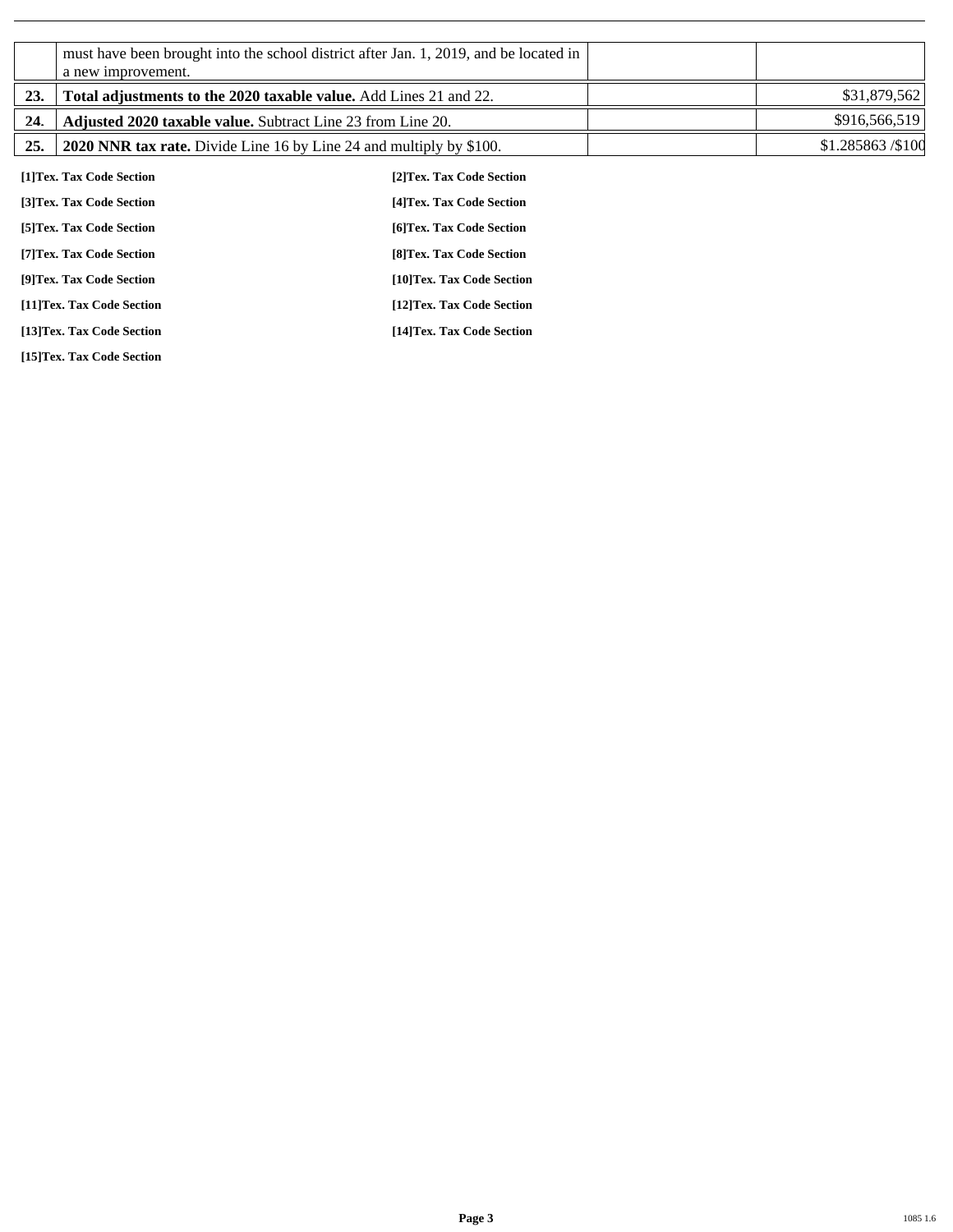|  |  |  |  |
|---|---|---|---|
|  | must have been brought into the school district after Jan. 1, 2019, and be located in a new improvement. |  |  |
| 23. | **Total adjustments to the 2020 taxable value.** Add Lines 21 and 22. |  | $31,879,562 |
| 24. | **Adjusted 2020 taxable value.** Subtract Line 23 from Line 20. |  | $916,566,519 |
| 25. | **2020 NNR tax rate.** Divide Line 16 by Line 24 and multiply by $100. |  | $1.285863 /$100 |

**[1]Tex. Tax Code Section**

**[2]Tex. Tax Code Section**

**[3]Tex. Tax Code Section**

**[4]Tex. Tax Code Section**

**[5]Tex. Tax Code Section**

**[6]Tex. Tax Code Section**

**[7]Tex. Tax Code Section**

**[8]Tex. Tax Code Section**

**[9]Tex. Tax Code Section**

**[10]Tex. Tax Code Section**

**[11]Tex. Tax Code Section**

**[12]Tex. Tax Code Section**

**[13]Tex. Tax Code Section**

**[14]Tex. Tax Code Section**

**[15]Tex. Tax Code Section**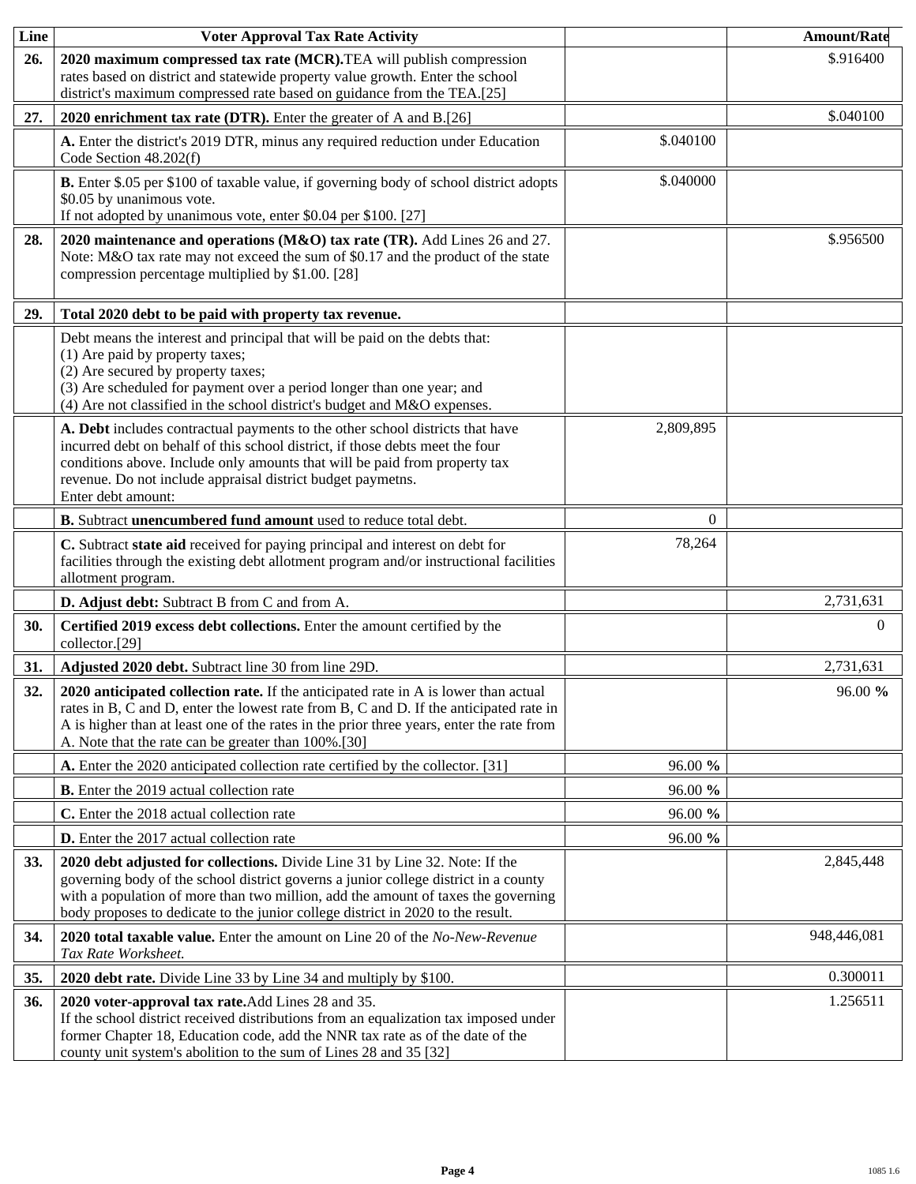| Line | Voter Approval Tax Rate Activity | | Amount/Rate |
|---|---|---|---|
| 26. | **2020 maximum compressed tax rate (MCR).** TEA will publish compression rates based on district and statewide property value growth. Enter the school district's maximum compressed rate based on guidance from the TEA.[25] | | $.916400 |
| 27. | **2020 enrichment tax rate (DTR).** Enter the greater of A and B.[26] | | $.040100 |
| | **A.** Enter the district's 2019 DTR, minus any required reduction under Education Code Section 48.202(f) | $.040100 | |
| | **B.** Enter $.05 per $100 of taxable value, if governing body of school district adopts $0.05 by unanimous vote. If not adopted by unanimous vote, enter $0.04 per $100. [27] | $.040000 | |
| 28. | **2020 maintenance and operations (M&O) tax rate (TR).** Add Lines 26 and 27. Note: M&O tax rate may not exceed the sum of $0.17 and the product of the state compression percentage multiplied by $1.00. [28] | | $.956500 |
| 29. | **Total 2020 debt to be paid with property tax revenue.** | | |
| | Debt means the interest and principal that will be paid on the debts that: (1) Are paid by property taxes; (2) Are secured by property taxes; (3) Are scheduled for payment over a period longer than one year; and (4) Are not classified in the school district's budget and M&O expenses. | | |
| | **A. Debt** includes contractual payments to the other school districts that have incurred debt on behalf of this school district, if those debts meet the four conditions above. Include only amounts that will be paid from property tax revenue. Do not include appraisal district budget paymetns. Enter debt amount: | 2,809,895 | |
| | **B.** Subtract **unencumbered fund amount** used to reduce total debt. | 0 | |
| | **C.** Subtract **state aid** received for paying principal and interest on debt for facilities through the existing debt allotment program and/or instructional facilities allotment program. | 78,264 | |
| | **D. Adjust debt:** Subtract B from C and from A. | | 2,731,631 |
| 30. | **Certified 2019 excess debt collections.** Enter the amount certified by the collector.[29] | | 0 |
| 31. | **Adjusted 2020 debt.** Subtract line 30 from line 29D. | | 2,731,631 |
| 32. | **2020 anticipated collection rate.** If the anticipated rate in A is lower than actual rates in B, C and D, enter the lowest rate from B, C and D. If the anticipated rate in A is higher than at least one of the rates in the prior three years, enter the rate from A. Note that the rate can be greater than 100%.[30] | | 96.00 **%** |
| | **A.** Enter the 2020 anticipated collection rate certified by the collector. [31] | 96.00 **%** | |
| | **B.** Enter the 2019 actual collection rate | 96.00 **%** | |
| | **C.** Enter the 2018 actual collection rate | 96.00 **%** | |
| | **D.** Enter the 2017 actual collection rate | 96.00 **%** | |
| 33. | **2020 debt adjusted for collections.** Divide Line 31 by Line 32. Note: If the governing body of the school district governs a junior college district in a county with a population of more than two million, add the amount of taxes the governing body proposes to dedicate to the junior college district in 2020 to the result. | | 2,845,448 |
| 34. | **2020 total taxable value.** Enter the amount on Line 20 of the *No-New-Revenue Tax Rate Worksheet.* | | 948,446,081 |
| 35. | **2020 debt rate.** Divide Line 33 by Line 34 and multiply by $100. | | 0.300011 |
| 36. | **2020 voter-approval tax rate.** Add Lines 28 and 35. If the school district received distributions from an equalization tax imposed under former Chapter 18, Education code, add the NNR tax rate as of the date of the county unit system's abolition to the sum of Lines 28 and 35 [32] | | 1.256511 |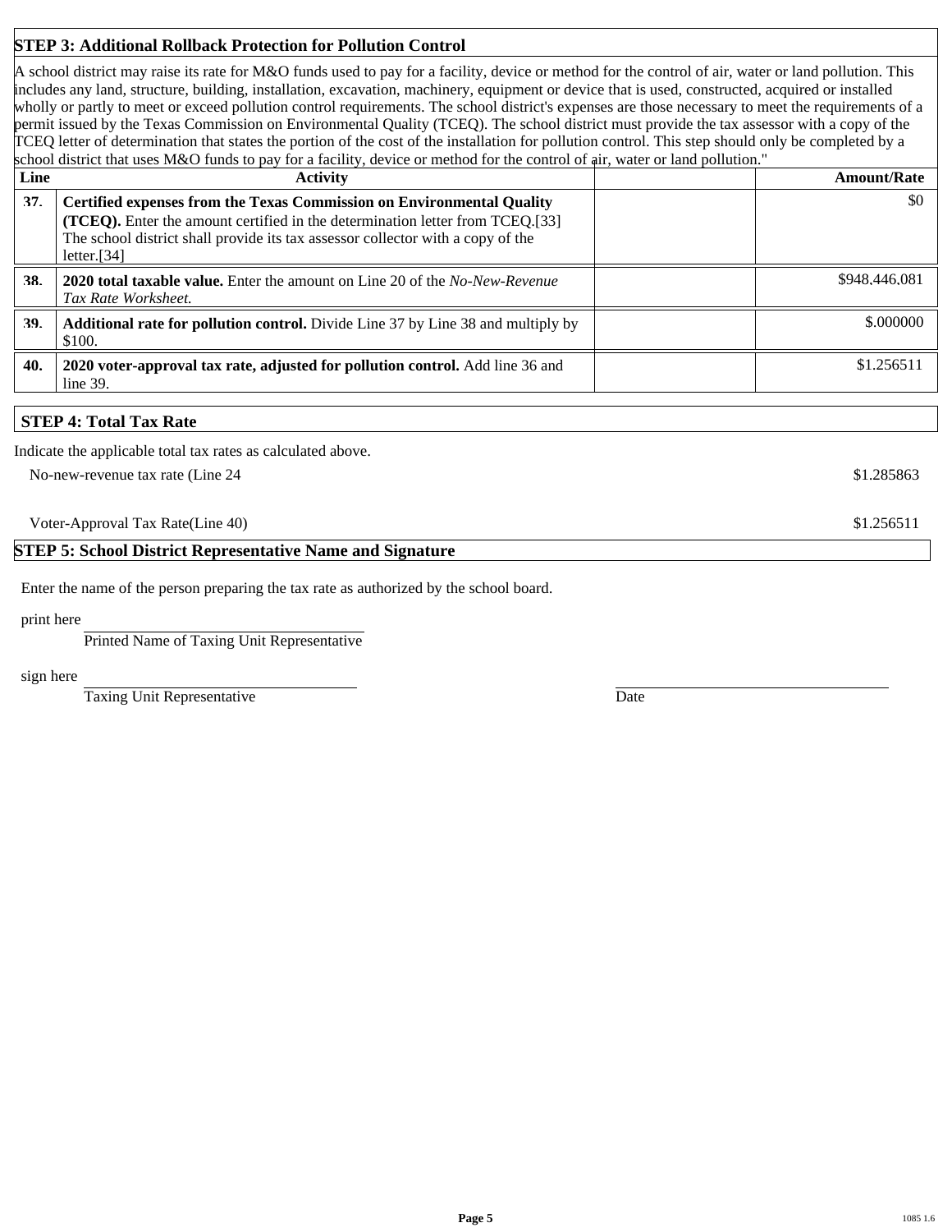## STEP 3: Additional Rollback Protection for Pollution Control

A school district may raise its rate for M&O funds used to pay for a facility, device or method for the control of air, water or land pollution. This includes any land, structure, building, installation, excavation, machinery, equipment or device that is used, constructed, acquired or installed wholly or partly to meet or exceed pollution control requirements. The school district's expenses are those necessary to meet the requirements of a permit issued by the Texas Commission on Environmental Quality (TCEQ). The school district must provide the tax assessor with a copy of the TCEQ letter of determination that states the portion of the cost of the installation for pollution control. This step should only be completed by a school district that uses M&O funds to pay for a facility, device or method for the control of air, water or land pollution."

| Line | Activity | | Amount/Rate |
|---|---|---|---|
| 37. | **Certified expenses from the Texas Commission on Environmental Quality (TCEQ).** Enter the amount certified in the determination letter from TCEQ.[33] The school district shall provide its tax assessor collector with a copy of the letter.[34] | | $0 |
| 38. | **2020 total taxable value.** Enter the amount on Line 20 of the *No-New-Revenue Tax Rate Worksheet.* | | $948,446,081 |
| 39. | **Additional rate for pollution control.** Divide Line 37 by Line 38 and multiply by $100. | | $.000000 |
| 40. | **2020 voter-approval tax rate, adjusted for pollution control.** Add line 36 and line 39. | | $1.256511 |

## STEP 4: Total Tax Rate

Indicate the applicable total tax rates as calculated above.

No-new-revenue tax rate (Line 24 $1.285863

Voter-Approval Tax Rate(Line 40) $1.256511

## STEP 5: School District Representative Name and Signature

Enter the name of the person preparing the tax rate as authorized by the school board.

print here ______________________________
Printed Name of Taxing Unit Representative

sign here ______________________________ ______________________________
Taxing Unit Representative Date